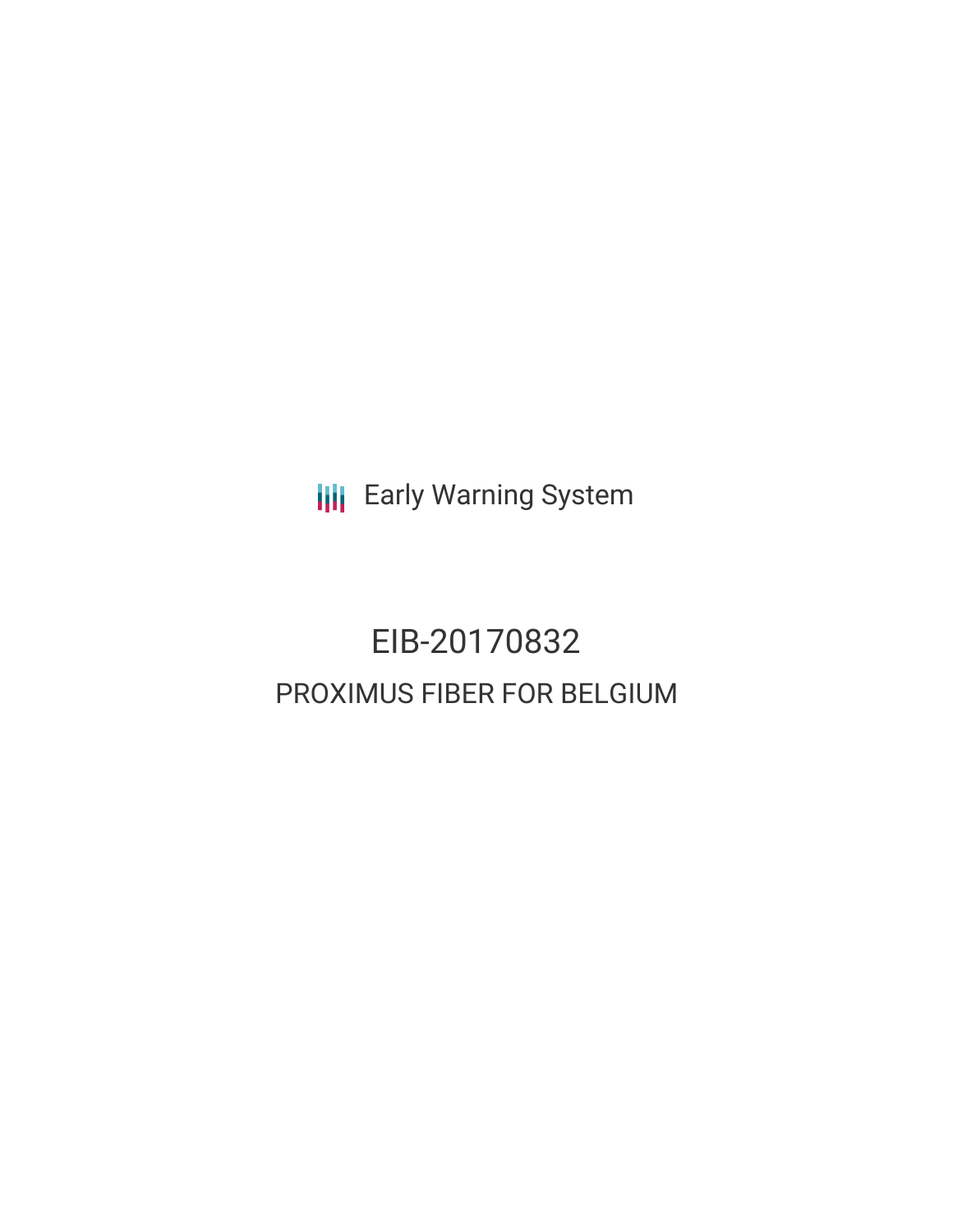Early Warning System

# EIB-20170832

## PROXIMUS FIBER FOR BELGIUM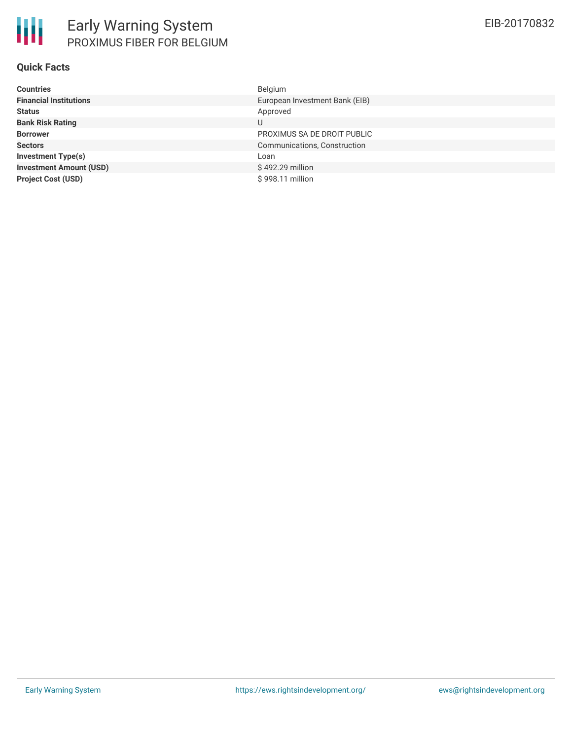## Quick Facts

| | |
|---|---|
| **Countries** | Belgium |
| **Financial Institutions** | European Investment Bank (EIB) |
| **Status** | Approved |
| **Bank Risk Rating** | U |
| **Borrower** | PROXIMUS SA DE DROIT PUBLIC |
| **Sectors** | Communications, Construction |
| **Investment Type(s)** | Loan |
| **Investment Amount (USD)** | $ 492.29 million |
| **Project Cost (USD)** | $ 998.11 million |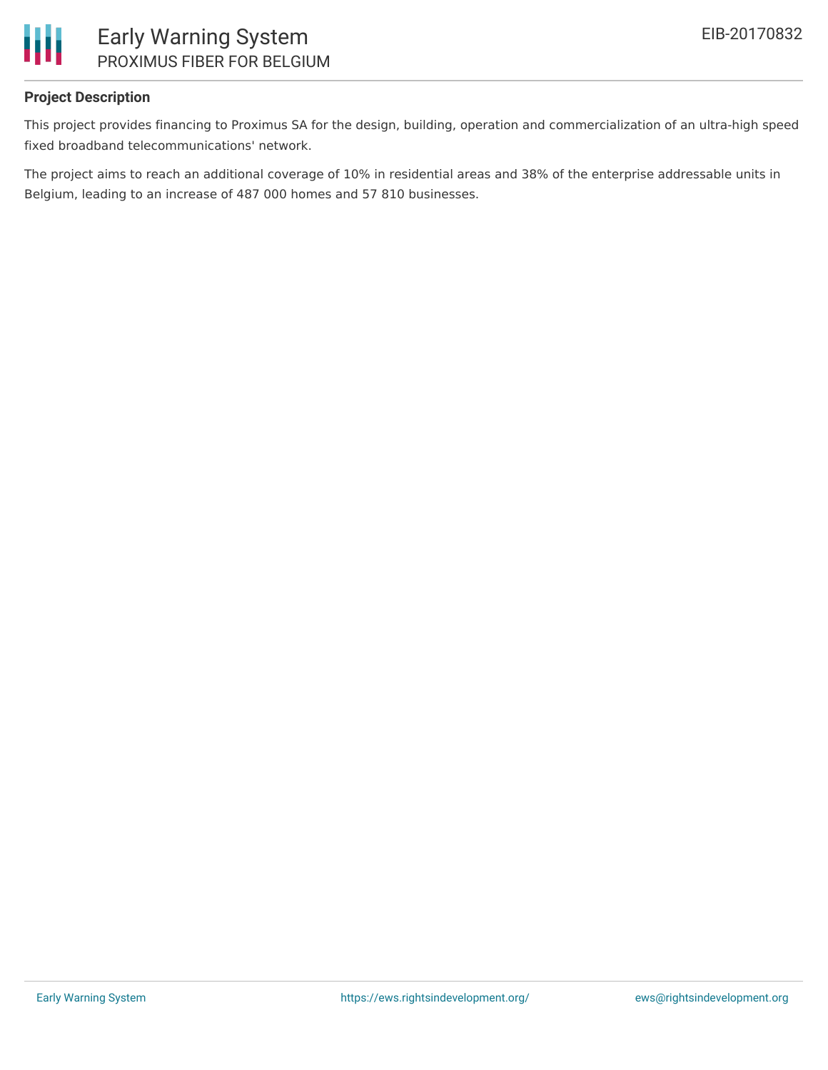## Project Description

This project provides financing to Proximus SA for the design, building, operation and commercialization of an ultra-high speed fixed broadband telecommunications' network.

The project aims to reach an additional coverage of 10% in residential areas and 38% of the enterprise addressable units in Belgium, leading to an increase of 487 000 homes and 57 810 businesses.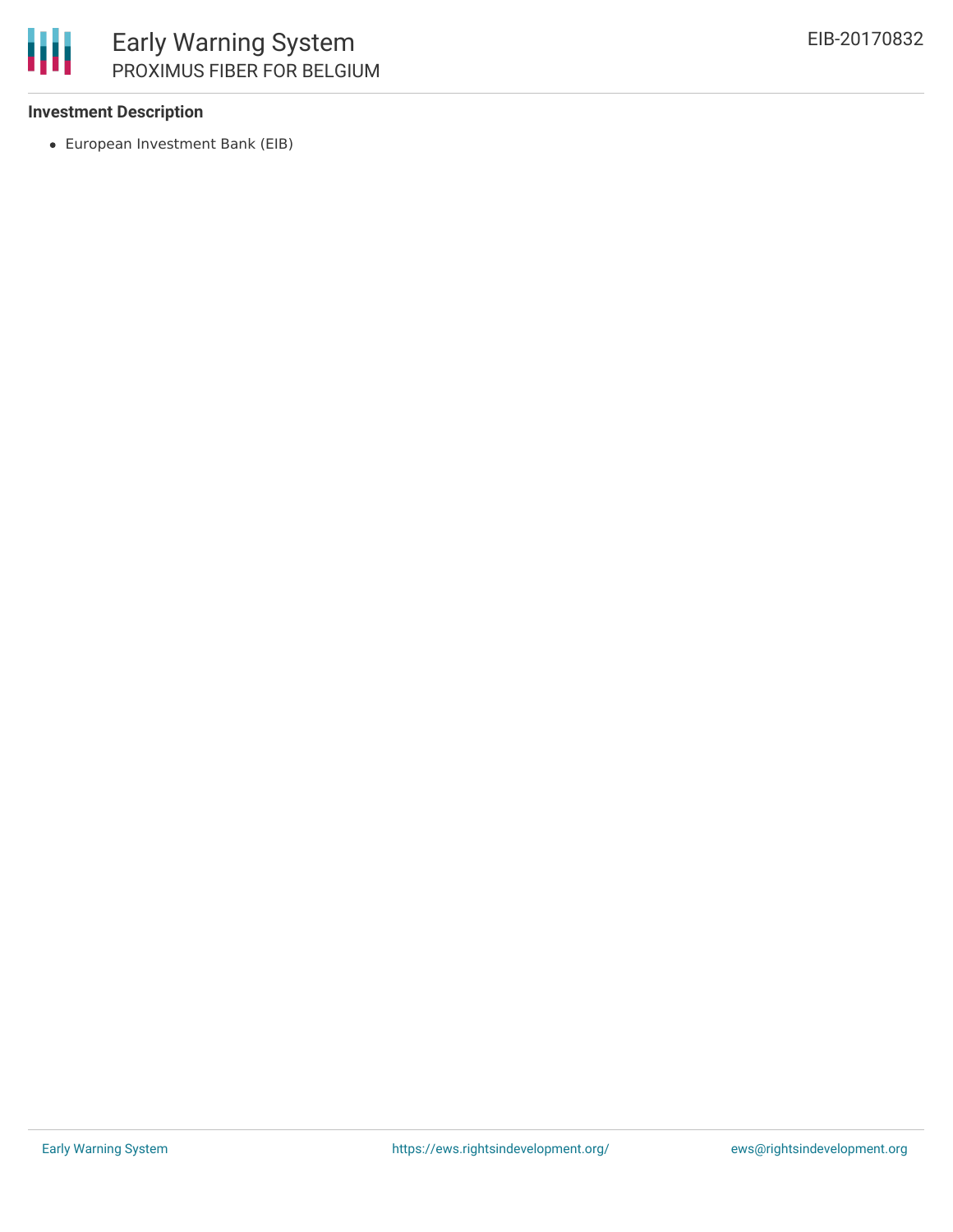### Investment Description

- European Investment Bank (EIB)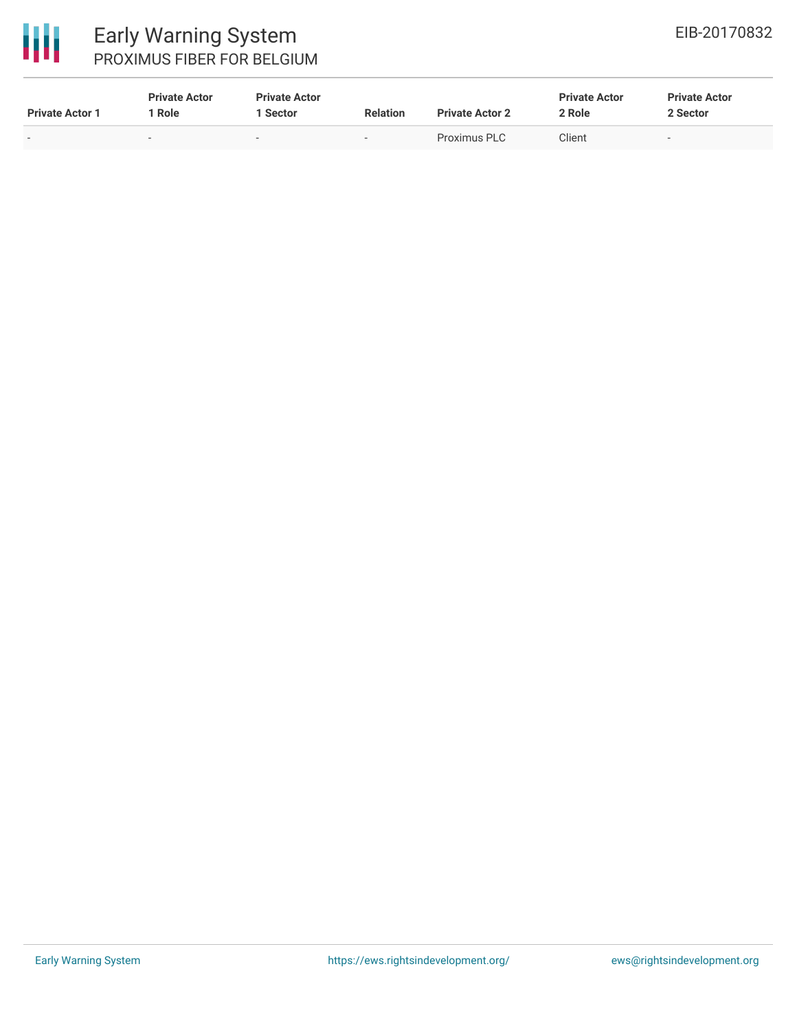| Private Actor 1 | Private Actor 1 Role | Private Actor 1 Sector | Relation | Private Actor 2 | Private Actor 2 Role | Private Actor 2 Sector |
|---|---|---|---|---|---|---|
| - | - | - | - | Proximus PLC | Client | - |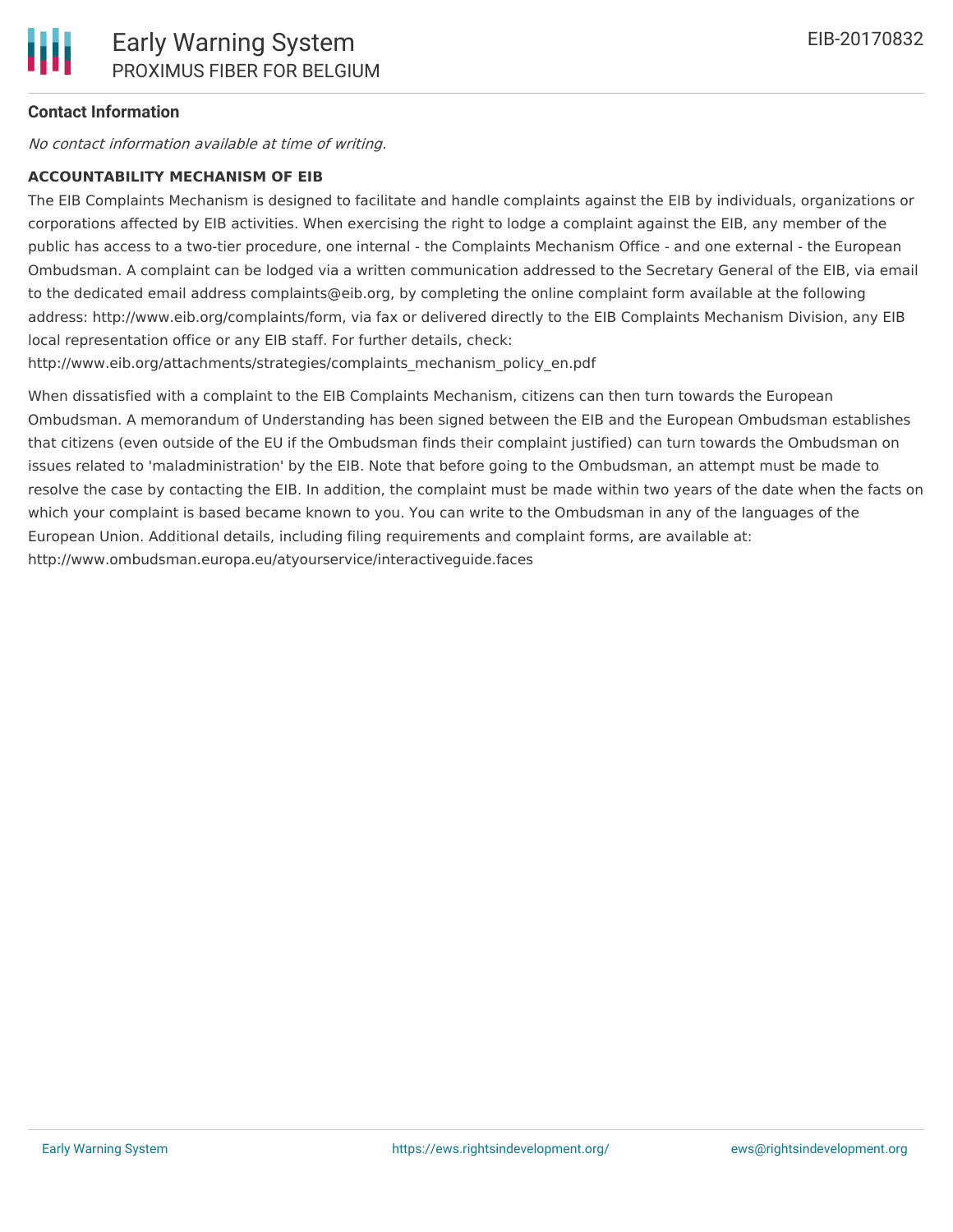**Contact Information**

*No contact information available at time of writing.*

**ACCOUNTABILITY MECHANISM OF EIB**

The EIB Complaints Mechanism is designed to facilitate and handle complaints against the EIB by individuals, organizations or corporations affected by EIB activities. When exercising the right to lodge a complaint against the EIB, any member of the public has access to a two-tier procedure, one internal - the Complaints Mechanism Office - and one external - the European Ombudsman. A complaint can be lodged via a written communication addressed to the Secretary General of the EIB, via email to the dedicated email address complaints@eib.org, by completing the online complaint form available at the following address: http://www.eib.org/complaints/form, via fax or delivered directly to the EIB Complaints Mechanism Division, any EIB local representation office or any EIB staff. For further details, check: http://www.eib.org/attachments/strategies/complaints_mechanism_policy_en.pdf

When dissatisfied with a complaint to the EIB Complaints Mechanism, citizens can then turn towards the European Ombudsman. A memorandum of Understanding has been signed between the EIB and the European Ombudsman establishes that citizens (even outside of the EU if the Ombudsman finds their complaint justified) can turn towards the Ombudsman on issues related to 'maladministration' by the EIB. Note that before going to the Ombudsman, an attempt must be made to resolve the case by contacting the EIB. In addition, the complaint must be made within two years of the date when the facts on which your complaint is based became known to you. You can write to the Ombudsman in any of the languages of the European Union. Additional details, including filing requirements and complaint forms, are available at: http://www.ombudsman.europa.eu/atyourservice/interactiveguide.faces